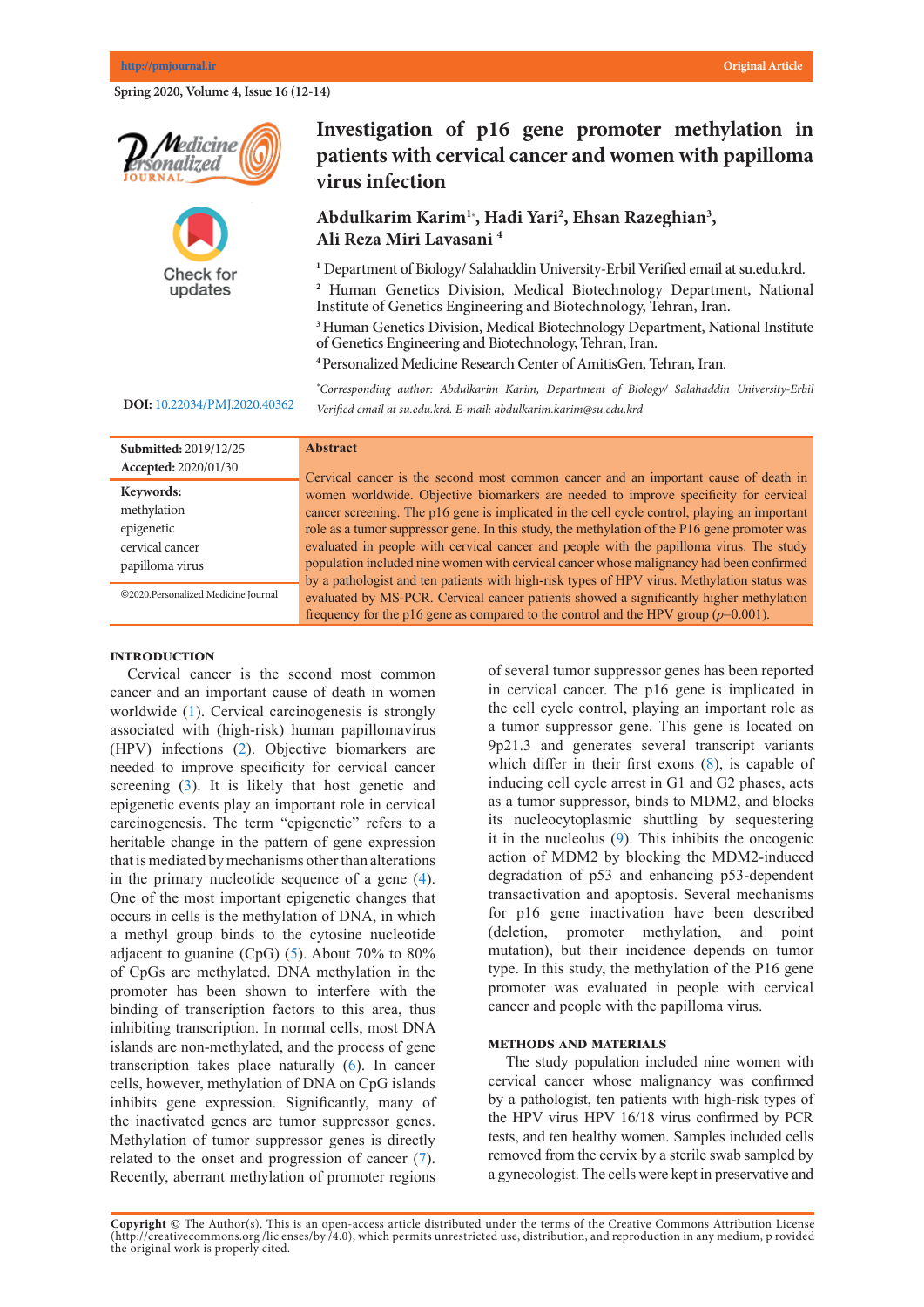# Investigation of p16 gene promoter methylation in patients with cervical cancer and women with papilloma virus infection

**Abdulkarim Karim[1*], Hadi Yari[2], Ehsan Razeghian[3], Ali Reza Miri Lavasani [4]**

[1] Department of Biology/ Salahaddin University-Erbil Verified email at su.edu.krd.

[2] Human Genetics Division, Medical Biotechnology Department, National Institute of Genetics Engineering and Biotechnology, Tehran, Iran.

[3] Human Genetics Division, Medical Biotechnology Department, National Institute of Genetics Engineering and Biotechnology, Tehran, Iran.

[4] Personalized Medicine Research Center of AmitisGen, Tehran, Iran.

*Corresponding author: Abdulkarim Karim, Department of Biology/ Salahaddin University-Erbil Verified email at su.edu.krd. E-mail: abdulkarim.karim@su.edu.krd*

**DOI:** 10.22034/PMJ.2020.40362

**Submitted:** 2019/12/25
**Accepted:** 2020/01/30

**Keywords:**
methylation
epigenetic
cervical cancer
papilloma virus

©2020.Personalized Medicine Journal

## Abstract

Cervical cancer is the second most common cancer and an important cause of death in women worldwide. Objective biomarkers are needed to improve specificity for cervical cancer screening. The p16 gene is implicated in the cell cycle control, playing an important role as a tumor suppressor gene. In this study, the methylation of the P16 gene promoter was evaluated in people with cervical cancer and people with the papilloma virus. The study population included nine women with cervical cancer whose malignancy had been confirmed by a pathologist and ten patients with high-risk types of HPV virus. Methylation status was evaluated by MS-PCR. Cervical cancer patients showed a significantly higher methylation frequency for the p16 gene as compared to the control and the HPV group ($p$=0.001).

## INTRODUCTION

Cervical cancer is the second most common cancer and an important cause of death in women worldwide (1). Cervical carcinogenesis is strongly associated with (high-risk) human papillomavirus (HPV) infections (2). Objective biomarkers are needed to improve specificity for cervical cancer screening (3). It is likely that host genetic and epigenetic events play an important role in cervical carcinogenesis. The term "epigenetic" refers to a heritable change in the pattern of gene expression that is mediated by mechanisms other than alterations in the primary nucleotide sequence of a gene (4). One of the most important epigenetic changes that occurs in cells is the methylation of DNA, in which a methyl group binds to the cytosine nucleotide adjacent to guanine (CpG) (5). About 70% to 80% of CpGs are methylated. DNA methylation in the promoter has been shown to interfere with the binding of transcription factors to this area, thus inhibiting transcription. In normal cells, most DNA islands are non-methylated, and the process of gene transcription takes place naturally (6). In cancer cells, however, methylation of DNA on CpG islands inhibits gene expression. Significantly, many of the inactivated genes are tumor suppressor genes. Methylation of tumor suppressor genes is directly related to the onset and progression of cancer (7). Recently, aberrant methylation of promoter regions of several tumor suppressor genes has been reported in cervical cancer. The p16 gene is implicated in the cell cycle control, playing an important role as a tumor suppressor gene. This gene is located on 9p21.3 and generates several transcript variants which differ in their first exons (8), is capable of inducing cell cycle arrest in G1 and G2 phases, acts as a tumor suppressor, binds to MDM2, and blocks its nucleocytoplasmic shuttling by sequestering it in the nucleolus (9). This inhibits the oncogenic action of MDM2 by blocking the MDM2-induced degradation of p53 and enhancing p53-dependent transactivation and apoptosis. Several mechanisms for p16 gene inactivation have been described (deletion, promoter methylation, and point mutation), but their incidence depends on tumor type. In this study, the methylation of the P16 gene promoter was evaluated in people with cervical cancer and people with the papilloma virus.

## METHODS AND MATERIALS

The study population included nine women with cervical cancer whose malignancy was confirmed by a pathologist, ten patients with high-risk types of the HPV virus HPV 16/18 virus confirmed by PCR tests, and ten healthy women. Samples included cells removed from the cervix by a sterile swab sampled by a gynecologist. The cells were kept in preservative and

**Copyright ©** The Author(s). This is an open-access article distributed under the terms of the Creative Commons Attribution License (http://creativecommons.org /lic enses/by /4.0), which permits unrestricted use, distribution, and reproduction in any medium, p rovided the original work is properly cited.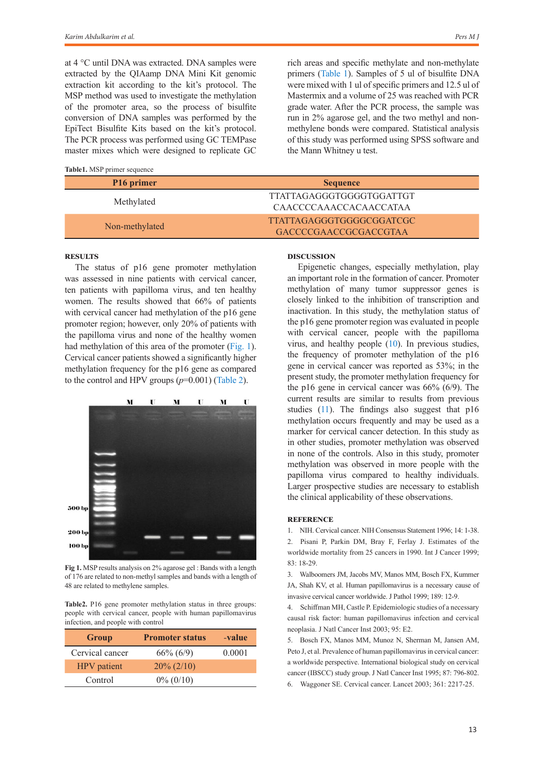at 4 °C until DNA was extracted. DNA samples were extracted by the QIAamp DNA Mini Kit genomic extraction kit according to the kit's protocol. The MSP method was used to investigate the methylation of the promoter area, so the process of bisulfite conversion of DNA samples was performed by the EpiTect Bisulfite Kits based on the kit's protocol. The PCR process was performed using GC TEMPase master mixes which were designed to replicate GC rich areas and specific methylate and non-methylate primers (Table 1). Samples of 5 ul of bisulfite DNA were mixed with 1 ul of specific primers and 12.5 ul of Mastermix and a volume of 25 was reached with PCR grade water. After the PCR process, the sample was run in 2% agarose gel, and the two methyl and non-methylene bonds were compared. Statistical analysis of this study was performed using SPSS software and the Mann Whitney u test.

**Table1.** MSP primer sequence

| P16 primer | Sequence |
|---|---|
| Methylated | TTATTAGAGGGTGGGGTGGATTGT<br>CAACCCCAAACCACAACCATAA |
| Non-methylated | TTATTAGAGGGTGGGGCGGATCGC<br>GACCCCGAACCGCGACCGTAA |

## RESULTS

The status of p16 gene promoter methylation was assessed in nine patients with cervical cancer, ten patients with papilloma virus, and ten healthy women. The results showed that 66% of patients with cervical cancer had methylation of the p16 gene promoter region; however, only 20% of patients with the papilloma virus and none of the healthy women had methylation of this area of the promoter (Fig. 1). Cervical cancer patients showed a significantly higher methylation frequency for the p16 gene as compared to the control and HPV groups ($p$=0.001) (Table 2).

Fig 1. MSP results analysis on 2% agarose gel : Bands with a length of 176 are related to non-methyl samples and bands with a length of 48 are related to methylene samples.

**Table2.** P16 gene promoter methylation status in three groups: people with cervical cancer, people with human papillomavirus infection, and people with control

| Group | Promoter status | -value |
|---|---|---|
| Cervical cancer | 66% (6/9) | 0.0001 |
| HPV patient | 20% (2/10) | |
| Control | 0% (0/10) | |

## DISCUSSION

Epigenetic changes, especially methylation, play an important role in the formation of cancer. Promoter methylation of many tumor suppressor genes is closely linked to the inhibition of transcription and inactivation. In this study, the methylation status of the p16 gene promoter region was evaluated in people with cervical cancer, people with the papilloma virus, and healthy people (10). In previous studies, the frequency of promoter methylation of the p16 gene in cervical cancer was reported as 53%; in the present study, the promoter methylation frequency for the p16 gene in cervical cancer was 66% (6/9). The current results are similar to results from previous studies (11). The findings also suggest that p16 methylation occurs frequently and may be used as a marker for cervical cancer detection. In this study as in other studies, promoter methylation was observed in none of the controls. Also in this study, promoter methylation was observed in more people with the papilloma virus compared to healthy individuals. Larger prospective studies are necessary to establish the clinical applicability of these observations.

## REFERENCE

1. NIH. Cervical cancer. NIH Consensus Statement 1996; 14: 1-38.
2. Pisani P, Parkin DM, Bray F, Ferlay J. Estimates of the worldwide mortality from 25 cancers in 1990. Int J Cancer 1999; 83: 18-29.
3. Walboomers JM, Jacobs MV, Manos MM, Bosch FX, Kummer JA, Shah KV, et al. Human papillomavirus is a necessary cause of invasive cervical cancer worldwide. J Pathol 1999; 189: 12-9.
4. Schiffman MH, Castle P. Epidemiologic studies of a necessary causal risk factor: human papillomavirus infection and cervical neoplasia. J Natl Cancer Inst 2003; 95: E2.
5. Bosch FX, Manos MM, Munoz N, Sherman M, Jansen AM, Peto J, et al. Prevalence of human papillomavirus in cervical cancer: a worldwide perspective. International biological study on cervical cancer (IBSCC) study group. J Natl Cancer Inst 1995; 87: 796-802.
6. Waggoner SE. Cervical cancer. Lancet 2003; 361: 2217-25.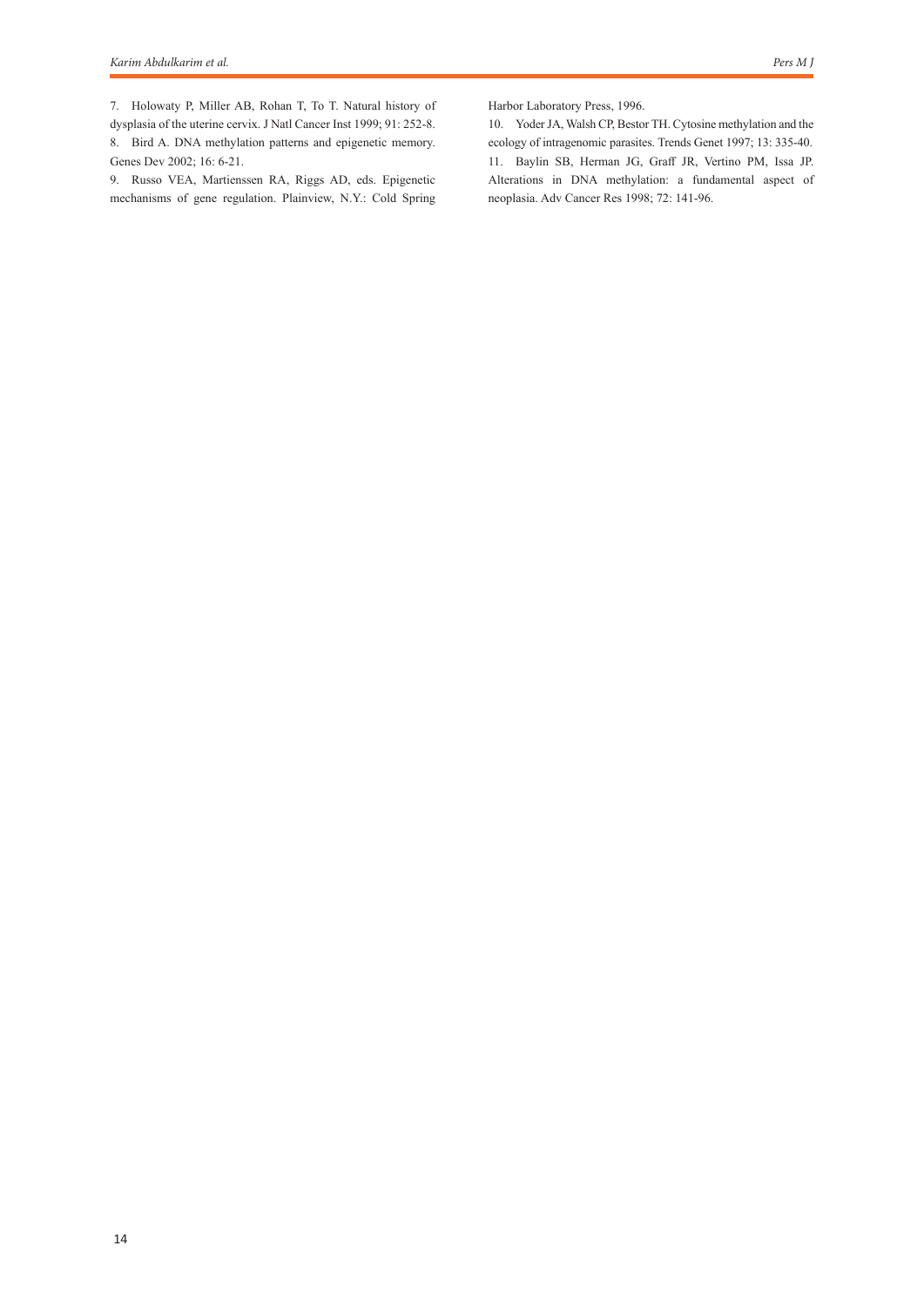7. Holowaty P, Miller AB, Rohan T, To T. Natural history of dysplasia of the uterine cervix. J Natl Cancer Inst 1999; 91: 252-8.

8. Bird A. DNA methylation patterns and epigenetic memory. Genes Dev 2002; 16: 6-21.

9. Russo VEA, Martienssen RA, Riggs AD, eds. Epigenetic mechanisms of gene regulation. Plainview, N.Y.: Cold Spring Harbor Laboratory Press, 1996.

10. Yoder JA, Walsh CP, Bestor TH. Cytosine methylation and the ecology of intragenomic parasites. Trends Genet 1997; 13: 335-40.

11. Baylin SB, Herman JG, Graff JR, Vertino PM, Issa JP. Alterations in DNA methylation: a fundamental aspect of neoplasia. Adv Cancer Res 1998; 72: 141-96.